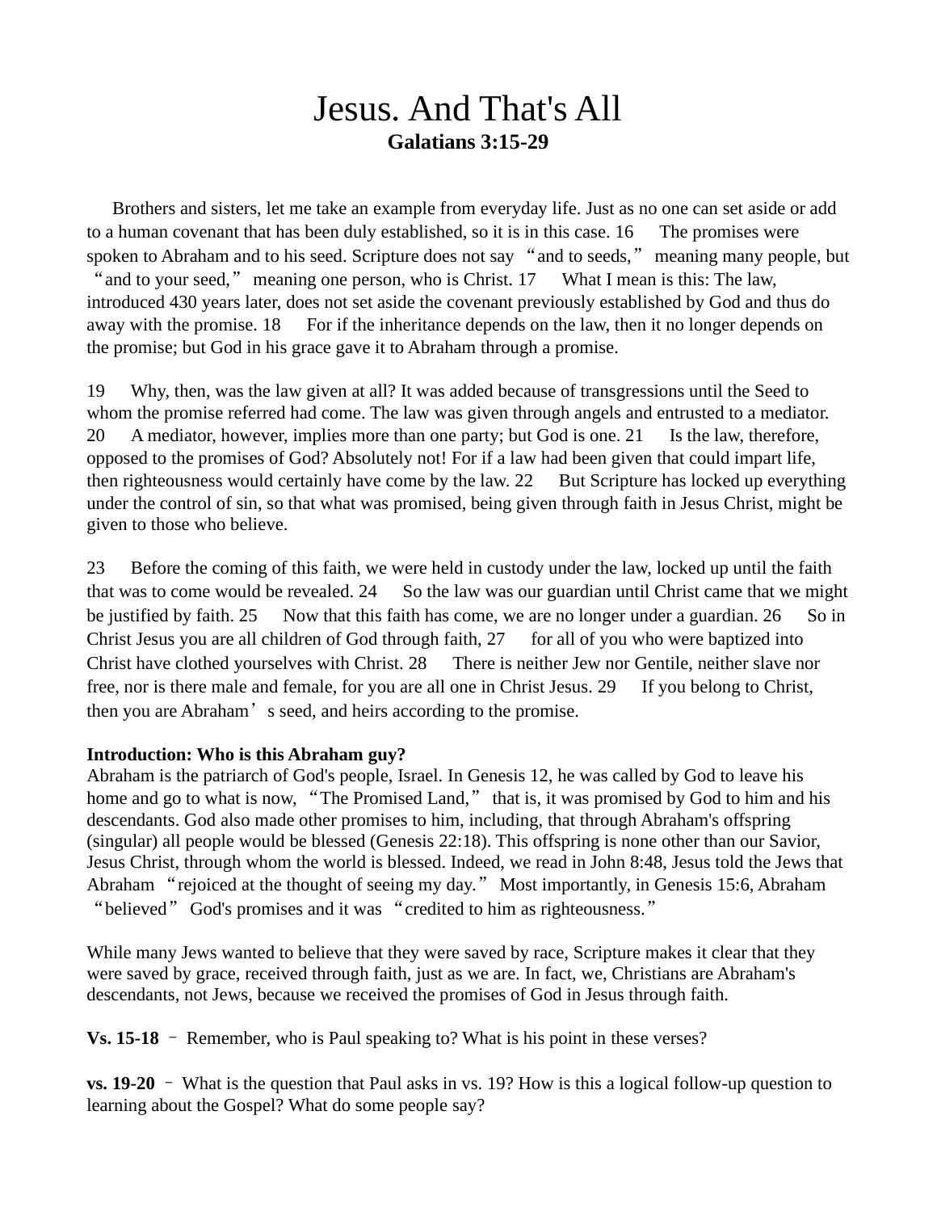# Jesus. And That's All

**Galatians 3:15-29**

Brothers and sisters, let me take an example from everyday life. Just as no one can set aside or add to a human covenant that has been duly established, so it is in this case. 16 The promises were spoken to Abraham and to his seed. Scripture does not say "and to seeds," meaning many people, but "and to your seed," meaning one person, who is Christ. 17 What I mean is this: The law, introduced 430 years later, does not set aside the covenant previously established by God and thus do away with the promise. 18 For if the inheritance depends on the law, then it no longer depends on the promise; but God in his grace gave it to Abraham through a promise.

19 Why, then, was the law given at all? It was added because of transgressions until the Seed to whom the promise referred had come. The law was given through angels and entrusted to a mediator. 20 A mediator, however, implies more than one party; but God is one. 21 Is the law, therefore, opposed to the promises of God? Absolutely not! For if a law had been given that could impart life, then righteousness would certainly have come by the law. 22 But Scripture has locked up everything under the control of sin, so that what was promised, being given through faith in Jesus Christ, might be given to those who believe.

23 Before the coming of this faith, we were held in custody under the law, locked up until the faith that was to come would be revealed. 24 So the law was our guardian until Christ came that we might be justified by faith. 25 Now that this faith has come, we are no longer under a guardian. 26 So in Christ Jesus you are all children of God through faith, 27 for all of you who were baptized into Christ have clothed yourselves with Christ. 28 There is neither Jew nor Gentile, neither slave nor free, nor is there male and female, for you are all one in Christ Jesus. 29 If you belong to Christ, then you are Abraham's seed, and heirs according to the promise.

**Introduction: Who is this Abraham guy?**
Abraham is the patriarch of God's people, Israel. In Genesis 12, he was called by God to leave his home and go to what is now, "The Promised Land," that is, it was promised by God to him and his descendants. God also made other promises to him, including, that through Abraham's offspring (singular) all people would be blessed (Genesis 22:18). This offspring is none other than our Savior, Jesus Christ, through whom the world is blessed. Indeed, we read in John 8:48, Jesus told the Jews that Abraham "rejoiced at the thought of seeing my day." Most importantly, in Genesis 15:6, Abraham "believed" God's promises and it was "credited to him as righteousness."

While many Jews wanted to believe that they were saved by race, Scripture makes it clear that they were saved by grace, received through faith, just as we are. In fact, we, Christians are Abraham's descendants, not Jews, because we received the promises of God in Jesus through faith.

**Vs. 15-18** – Remember, who is Paul speaking to? What is his point in these verses?

**vs. 19-20** – What is the question that Paul asks in vs. 19? How is this a logical follow-up question to learning about the Gospel? What do some people say?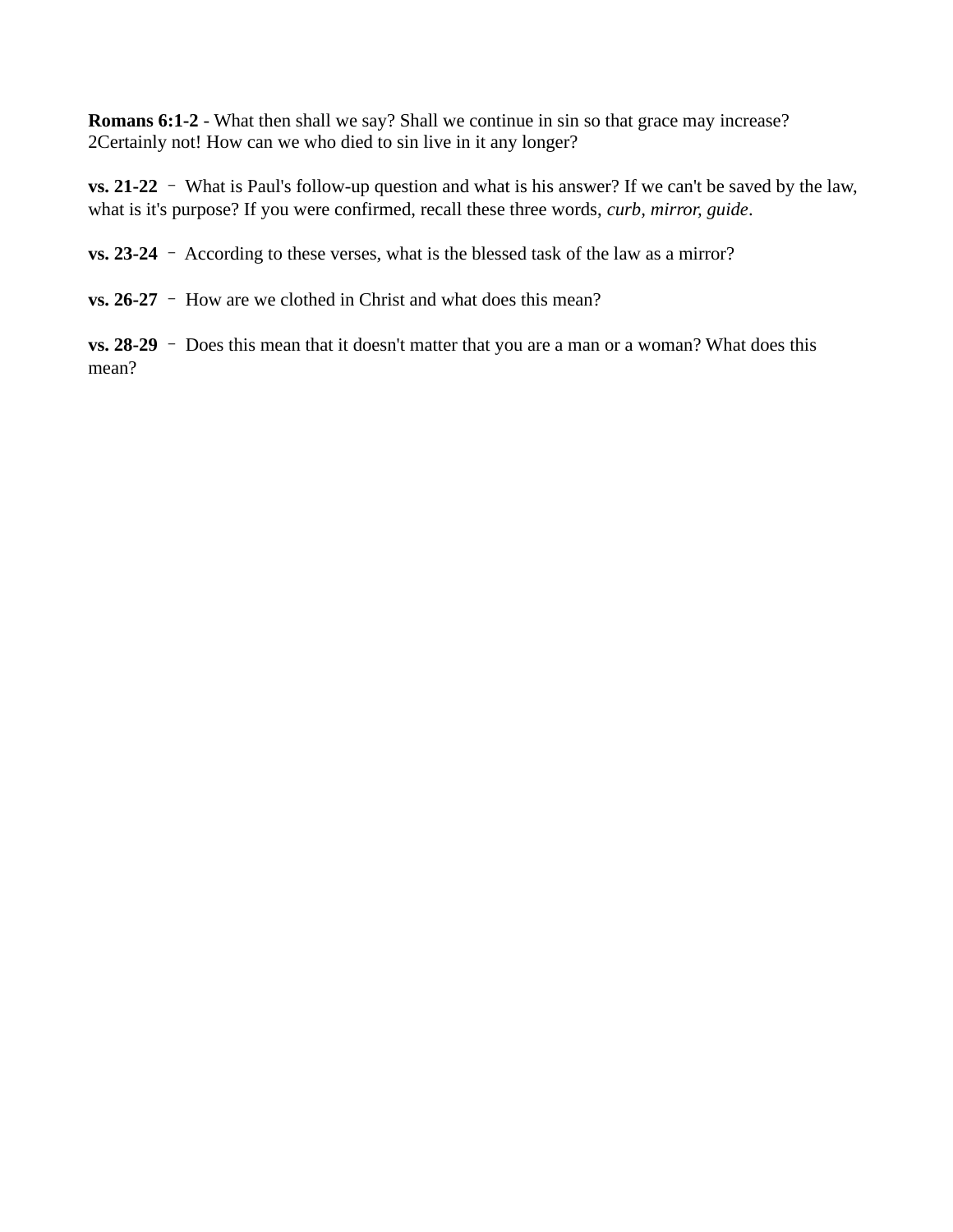**Romans 6:1-2** - What then shall we say? Shall we continue in sin so that grace may increase? 2Certainly not! How can we who died to sin live in it any longer?

**vs. 21-22** – What is Paul's follow-up question and what is his answer? If we can't be saved by the law, what is it's purpose? If you were confirmed, recall these three words, *curb, mirror, guide*.

**vs. 23-24** – According to these verses, what is the blessed task of the law as a mirror?

**vs. 26-27** – How are we clothed in Christ and what does this mean?

**vs. 28-29** – Does this mean that it doesn't matter that you are a man or a woman? What does this mean?